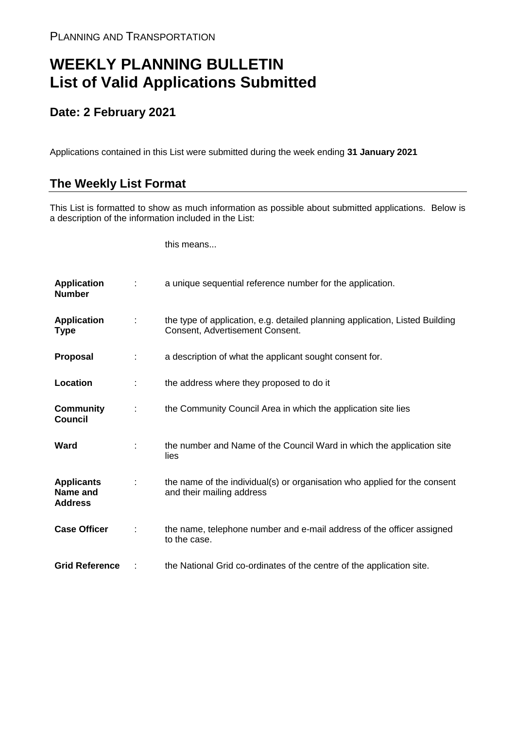PLANNING AND TRANSPORTATION

# WEEKLY PLANNING BULLETIN
# List of Valid Applications Submitted

## Date: 2 February 2021

Applications contained in this List were submitted during the week ending **31 January 2021**

## The Weekly List Format

This List is formatted to show as much information as possible about submitted applications. Below is a description of the information included in the List:

| | | this means... |
|---|---|---|
| **Application Number** | : | a unique sequential reference number for the application. |
| **Application Type** | : | the type of application, e.g. detailed planning application, Listed Building Consent, Advertisement Consent. |
| **Proposal** | : | a description of what the applicant sought consent for. |
| **Location** | : | the address where they proposed to do it |
| **Community Council** | : | the Community Council Area in which the application site lies |
| **Ward** | : | the number and Name of the Council Ward in which the application site lies |
| **Applicants Name and Address** | : | the name of the individual(s) or organisation who applied for the consent and their mailing address |
| **Case Officer** | : | the name, telephone number and e-mail address of the officer assigned to the case. |
| **Grid Reference** | : | the National Grid co-ordinates of the centre of the application site. |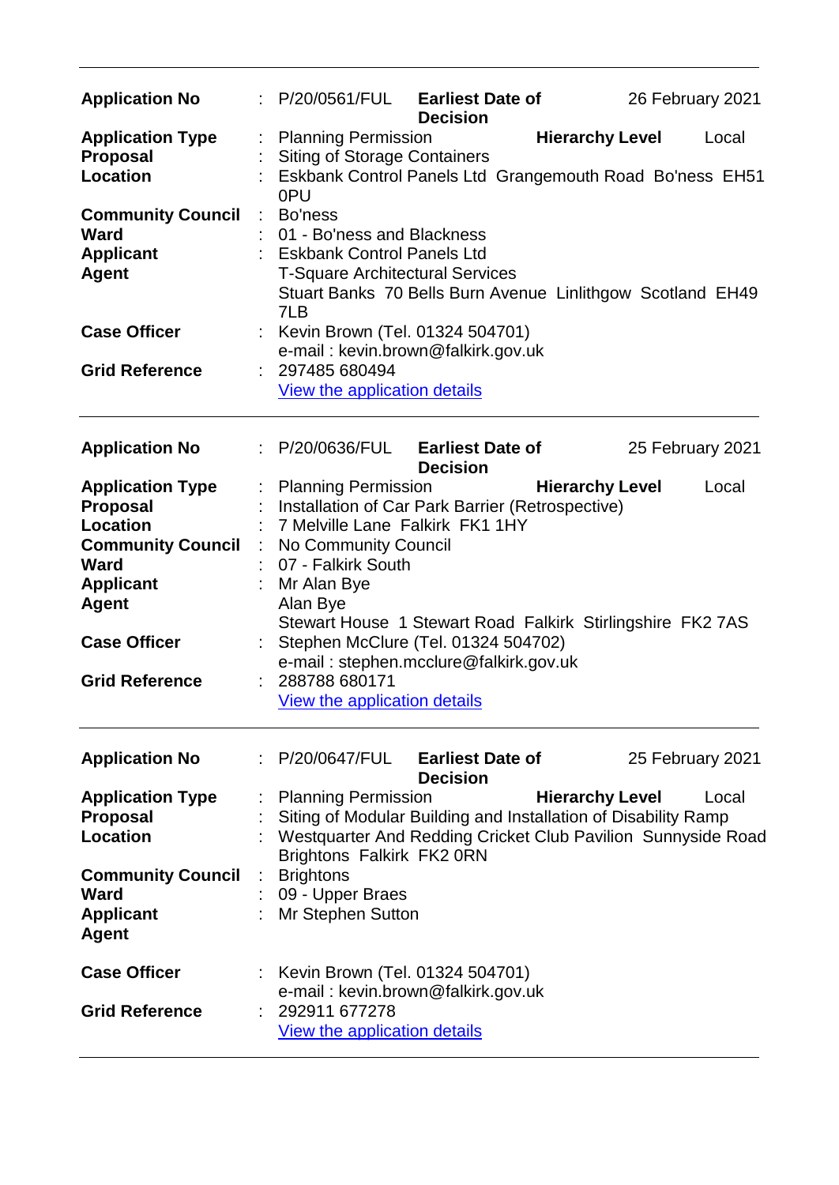| | | | | |
|---|---|---|---|---|
| **Application No** | : P/20/0561/FUL | **Earliest Date of Decision** | | 26 February 2021 |
| **Application Type** | : Planning Permission | | **Hierarchy Level** | Local |
| **Proposal** | : Siting of Storage Containers | | | |
| **Location** | : Eskbank Control Panels Ltd Grangemouth Road Bo'ness EH51 0PU | | | |
| **Community Council** | : Bo'ness | | | |
| **Ward** | : 01 - Bo'ness and Blackness | | | |
| **Applicant** | : Eskbank Control Panels Ltd | | | |
| **Agent** | T-Square Architectural Services<br>Stuart Banks 70 Bells Burn Avenue Linlithgow Scotland EH49 7LB | | | |
| **Case Officer** | : Kevin Brown (Tel. 01324 504701)<br>e-mail : kevin.brown@falkirk.gov.uk | | | |
| **Grid Reference** | : 297485 680494<br>[View the application details] | | | |

---

| | | | | |
|---|---|---|---|---|
| **Application No** | : P/20/0636/FUL | **Earliest Date of Decision** | | 25 February 2021 |
| **Application Type** | : Planning Permission | | **Hierarchy Level** | Local |
| **Proposal** | : Installation of Car Park Barrier (Retrospective) | | | |
| **Location** | : 7 Melville Lane Falkirk FK1 1HY | | | |
| **Community Council** | : No Community Council | | | |
| **Ward** | : 07 - Falkirk South | | | |
| **Applicant** | : Mr Alan Bye | | | |
| **Agent** | Alan Bye<br>Stewart House 1 Stewart Road Falkirk Stirlingshire FK2 7AS | | | |
| **Case Officer** | : Stephen McClure (Tel. 01324 504702)<br>e-mail : stephen.mcclure@falkirk.gov.uk | | | |
| **Grid Reference** | : 288788 680171<br>[View the application details] | | | |

---

| | | | | |
|---|---|---|---|---|
| **Application No** | : P/20/0647/FUL | **Earliest Date of Decision** | | 25 February 2021 |
| **Application Type** | : Planning Permission | | **Hierarchy Level** | Local |
| **Proposal** | : Siting of Modular Building and Installation of Disability Ramp | | | |
| **Location** | : Westquarter And Redding Cricket Club Pavilion Sunnyside Road Brightons Falkirk FK2 0RN | | | |
| **Community Council** | : Brightons | | | |
| **Ward** | : 09 - Upper Braes | | | |
| **Applicant** | : Mr Stephen Sutton | | | |
| **Agent** | | | | |
| **Case Officer** | : Kevin Brown (Tel. 01324 504701)<br>e-mail : kevin.brown@falkirk.gov.uk | | | |
| **Grid Reference** | : 292911 677278<br>[View the application details] | | | |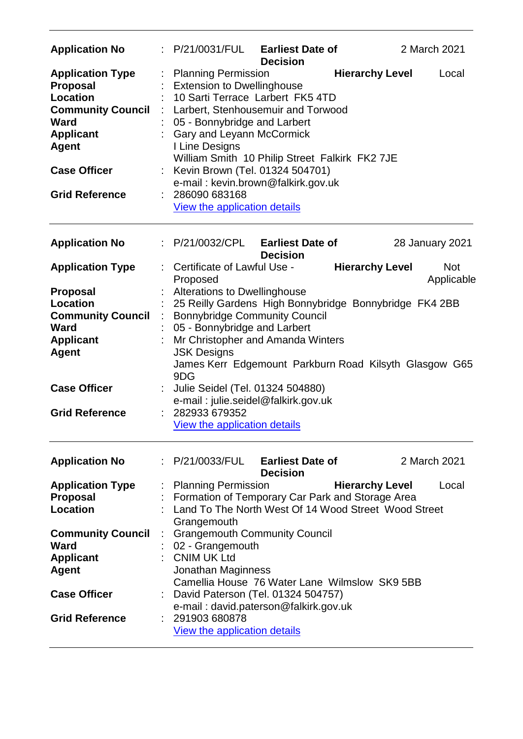| | | | | |
|---|---|---|---|---|
| **Application No** | : P/21/0031/FUL | **Earliest Date of Decision** | | 2 March 2021 |
| **Application Type** | : Planning Permission | | **Hierarchy Level** | Local |
| **Proposal** | : Extension to Dwellinghouse | | | |
| **Location** | : 10 Sarti Terrace Larbert FK5 4TD | | | |
| **Community Council** | : Larbert, Stenhousemuir and Torwood | | | |
| **Ward** | : 05 - Bonnybridge and Larbert | | | |
| **Applicant** | : Gary and Leyann McCormick | | | |
| **Agent** | I Line Designs<br>William Smith 10 Philip Street Falkirk FK2 7JE | | | |
| **Case Officer** | : Kevin Brown (Tel. 01324 504701)<br>e-mail : kevin.brown@falkirk.gov.uk | | | |
| **Grid Reference** | : 286090 683168<br>View the application details | | | |

---

| | | | | |
|---|---|---|---|---|
| **Application No** | : P/21/0032/CPL | **Earliest Date of Decision** | | 28 January 2021 |
| **Application Type** | : Certificate of Lawful Use - Proposed | | **Hierarchy Level** | Not Applicable |
| **Proposal** | : Alterations to Dwellinghouse | | | |
| **Location** | : 25 Reilly Gardens High Bonnybridge Bonnybridge FK4 2BB | | | |
| **Community Council** | : Bonnybridge Community Council | | | |
| **Ward** | : 05 - Bonnybridge and Larbert | | | |
| **Applicant** | : Mr Christopher and Amanda Winters | | | |
| **Agent** | JSK Designs<br>James Kerr Edgemount Parkburn Road Kilsyth Glasgow G65 9DG | | | |
| **Case Officer** | : Julie Seidel (Tel. 01324 504880)<br>e-mail : julie.seidel@falkirk.gov.uk | | | |
| **Grid Reference** | : 282933 679352<br>View the application details | | | |

---

| | | | | |
|---|---|---|---|---|
| **Application No** | : P/21/0033/FUL | **Earliest Date of Decision** | | 2 March 2021 |
| **Application Type** | : Planning Permission | | **Hierarchy Level** | Local |
| **Proposal** | : Formation of Temporary Car Park and Storage Area | | | |
| **Location** | : Land To The North West Of 14 Wood Street Wood Street Grangemouth | | | |
| **Community Council** | : Grangemouth Community Council | | | |
| **Ward** | : 02 - Grangemouth | | | |
| **Applicant** | : CNIM UK Ltd | | | |
| **Agent** | Jonathan Maginness<br>Camellia House 76 Water Lane Wilmslow SK9 5BB | | | |
| **Case Officer** | : David Paterson (Tel. 01324 504757)<br>e-mail : david.paterson@falkirk.gov.uk | | | |
| **Grid Reference** | : 291903 680878<br>View the application details | | | |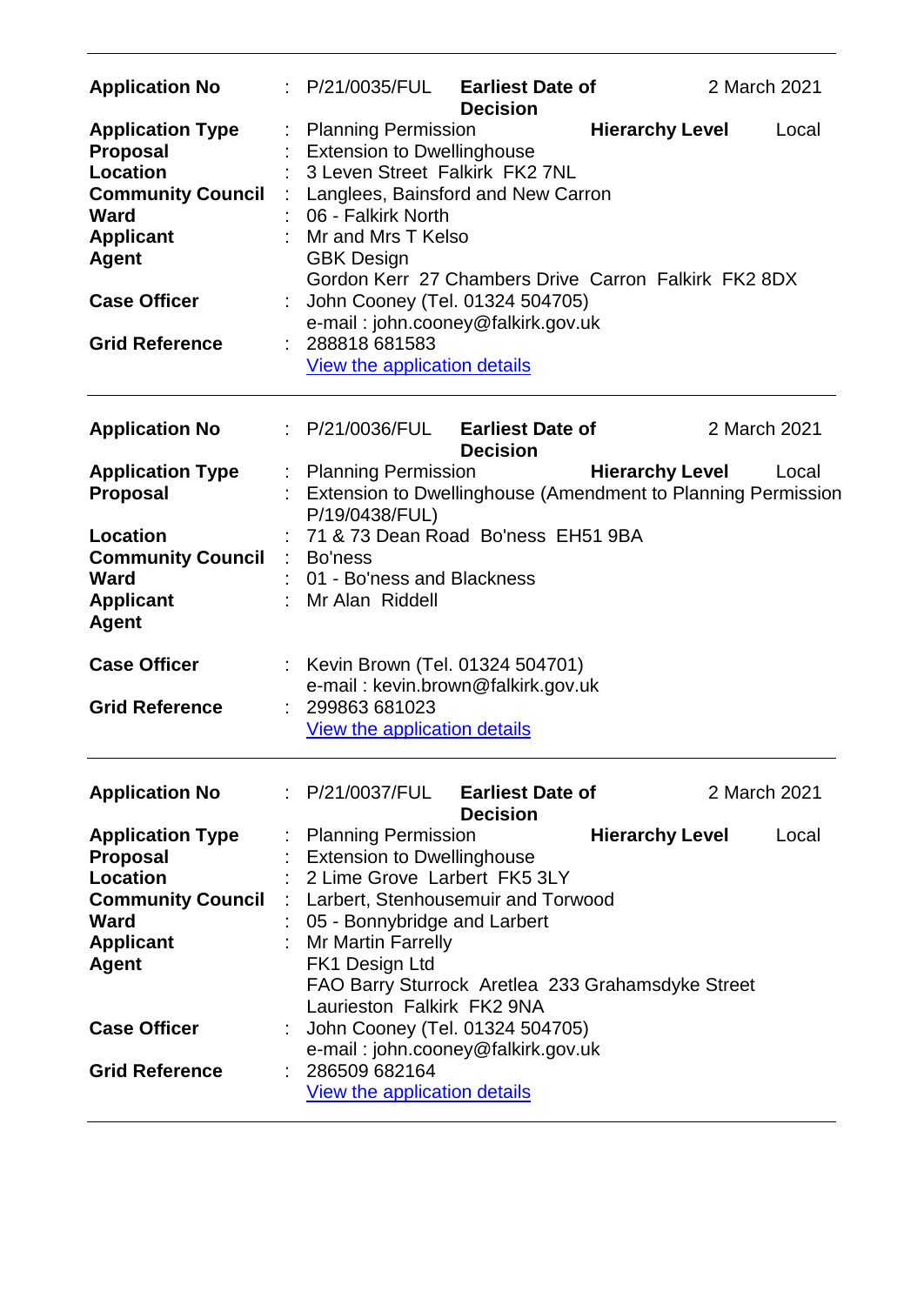| | | | | |
|---|---|---|---|---|
| **Application No** | : P/21/0035/FUL | **Earliest Date of Decision** | | 2 March 2021 |
| **Application Type** | : Planning Permission | | **Hierarchy Level** | Local |
| **Proposal** | : Extension to Dwellinghouse | | | |
| **Location** | : 3 Leven Street Falkirk FK2 7NL | | | |
| **Community Council** | : Langlees, Bainsford and New Carron | | | |
| **Ward** | : 06 - Falkirk North | | | |
| **Applicant** | : Mr and Mrs T Kelso | | | |
| **Agent** | GBK Design<br>Gordon Kerr 27 Chambers Drive Carron Falkirk FK2 8DX | | | |
| **Case Officer** | : John Cooney (Tel. 01324 504705)<br>e-mail : john.cooney@falkirk.gov.uk | | | |
| **Grid Reference** | : 288818 681583<br>View the application details | | | |

| | | | | |
|---|---|---|---|---|
| **Application No** | : P/21/0036/FUL | **Earliest Date of Decision** | | 2 March 2021 |
| **Application Type** | : Planning Permission | | **Hierarchy Level** | Local |
| **Proposal** | : Extension to Dwellinghouse (Amendment to Planning Permission P/19/0438/FUL) | | | |
| **Location** | : 71 & 73 Dean Road Bo'ness EH51 9BA | | | |
| **Community Council** | : Bo'ness | | | |
| **Ward** | : 01 - Bo'ness and Blackness | | | |
| **Applicant** | : Mr Alan Riddell | | | |
| **Agent** | | | | |
| **Case Officer** | : Kevin Brown (Tel. 01324 504701)<br>e-mail : kevin.brown@falkirk.gov.uk | | | |
| **Grid Reference** | : 299863 681023<br>View the application details | | | |

| | | | | |
|---|---|---|---|---|
| **Application No** | : P/21/0037/FUL | **Earliest Date of Decision** | | 2 March 2021 |
| **Application Type** | : Planning Permission | | **Hierarchy Level** | Local |
| **Proposal** | : Extension to Dwellinghouse | | | |
| **Location** | : 2 Lime Grove Larbert FK5 3LY | | | |
| **Community Council** | : Larbert, Stenhousemuir and Torwood | | | |
| **Ward** | : 05 - Bonnybridge and Larbert | | | |
| **Applicant** | : Mr Martin Farrelly | | | |
| **Agent** | FK1 Design Ltd<br>FAO Barry Sturrock Aretlea 233 Grahamsdyke Street Laurieston Falkirk FK2 9NA | | | |
| **Case Officer** | : John Cooney (Tel. 01324 504705)<br>e-mail : john.cooney@falkirk.gov.uk | | | |
| **Grid Reference** | : 286509 682164<br>View the application details | | | |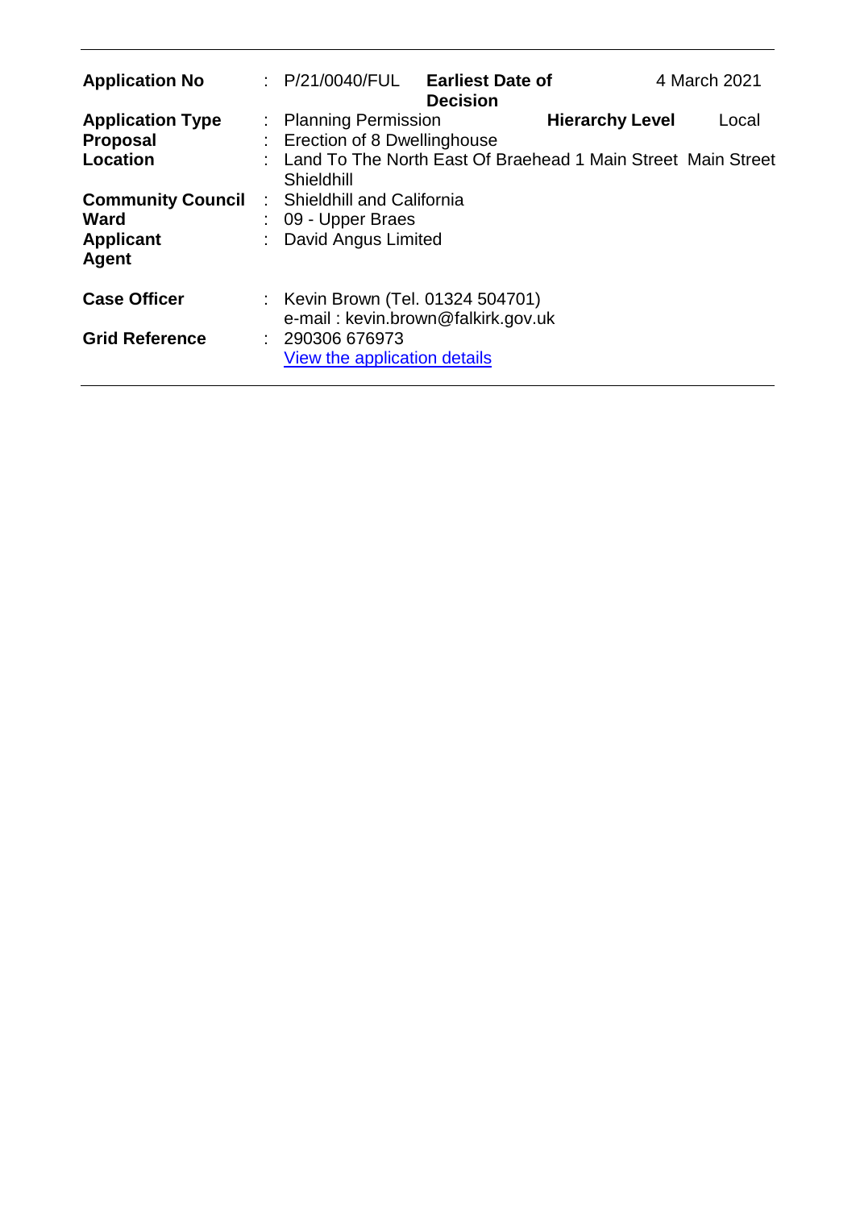| | | | | | |
|---|---|---|---|---|---|
| **Application No** | : | P/21/0040/FUL | **Earliest Date of Decision** | | 4 March 2021 |
| **Application Type** | : | Planning Permission | | **Hierarchy Level** | Local |
| **Proposal** | : | Erection of 8 Dwellinghouse | | | |
| **Location** | : | Land To The North East Of Braehead 1 Main Street Main Street Shieldhill | | | |
| **Community Council** | : | Shieldhill and California | | | |
| **Ward** | : | 09 - Upper Braes | | | |
| **Applicant** | : | David Angus Limited | | | |
| **Agent** | | | | | |
| **Case Officer** | : | Kevin Brown (Tel. 01324 504701)<br>e-mail : kevin.brown@falkirk.gov.uk | | | |
| **Grid Reference** | : | 290306 676973<br>View the application details | | | |